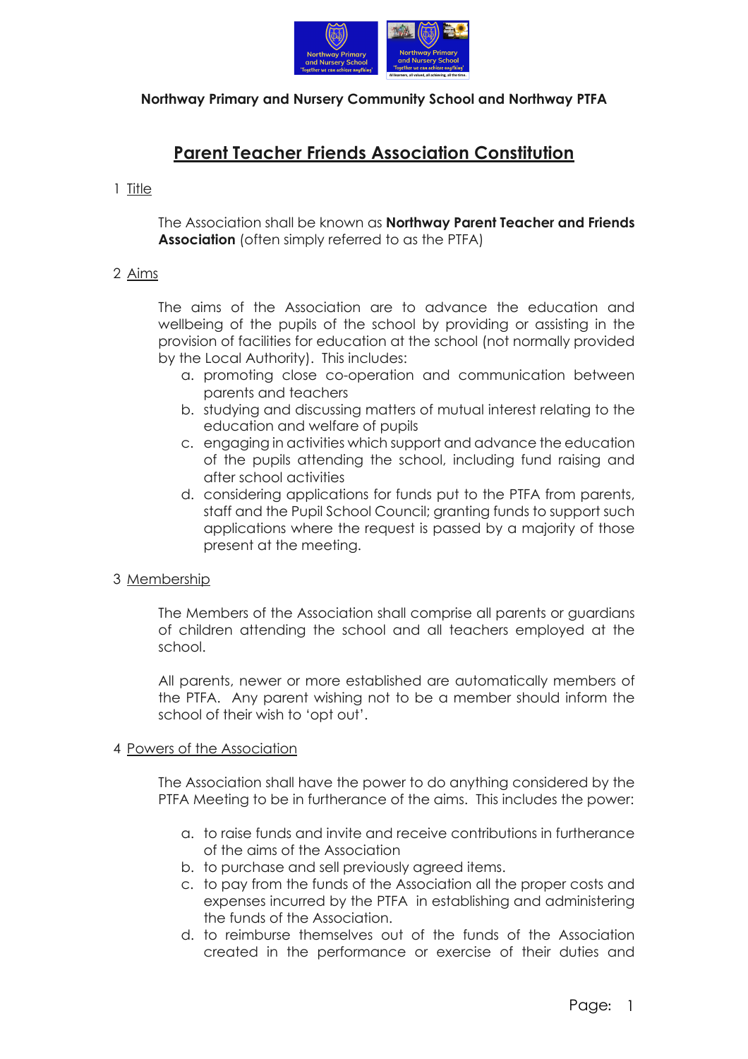**Northway Primary and Nursery Community School and Northway PTFA**

# Parent Teacher Friends Association Constitution

1 Title

The Association shall be known as **Northway Parent Teacher and Friends Association** (often simply referred to as the PTFA)

2 Aims

The aims of the Association are to advance the education and wellbeing of the pupils of the school by providing or assisting in the provision of facilities for education at the school (not normally provided by the Local Authority). This includes:

a. promoting close co-operation and communication between parents and teachers
b. studying and discussing matters of mutual interest relating to the education and welfare of pupils
c. engaging in activities which support and advance the education of the pupils attending the school, including fund raising and after school activities
d. considering applications for funds put to the PTFA from parents, staff and the Pupil School Council; granting funds to support such applications where the request is passed by a majority of those present at the meeting.

3 Membership

The Members of the Association shall comprise all parents or guardians of children attending the school and all teachers employed at the school.

All parents, newer or more established are automatically members of the PTFA. Any parent wishing not to be a member should inform the school of their wish to 'opt out'.

4 Powers of the Association

The Association shall have the power to do anything considered by the PTFA Meeting to be in furtherance of the aims. This includes the power:

a. to raise funds and invite and receive contributions in furtherance of the aims of the Association
b. to purchase and sell previously agreed items.
c. to pay from the funds of the Association all the proper costs and expenses incurred by the PTFA in establishing and administering the funds of the Association.
d. to reimburse themselves out of the funds of the Association created in the performance or exercise of their duties and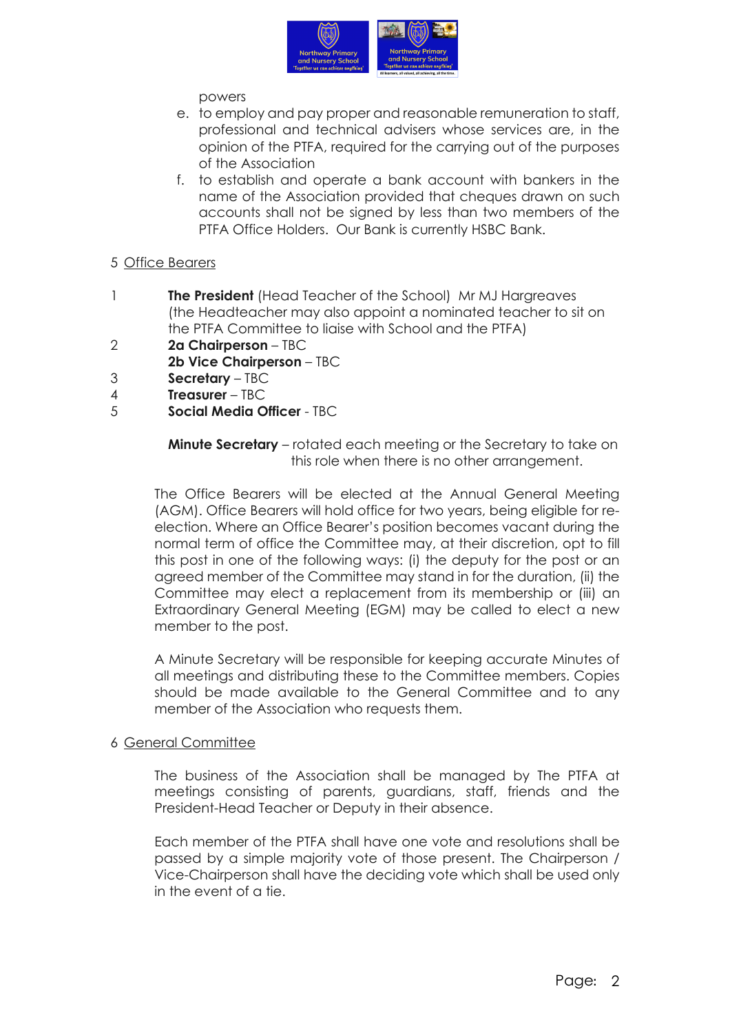powers

e. to employ and pay proper and reasonable remuneration to staff, professional and technical advisers whose services are, in the opinion of the PTFA, required for the carrying out of the purposes of the Association

f. to establish and operate a bank account with bankers in the name of the Association provided that cheques drawn on such accounts shall not be signed by less than two members of the PTFA Office Holders. Our Bank is currently HSBC Bank.

## 5 Office Bearers

1 **The President** (Head Teacher of the School) Mr MJ Hargreaves (the Headteacher may also appoint a nominated teacher to sit on the PTFA Committee to liaise with School and the PTFA)

2 **2a Chairperson** – TBC
**2b Vice Chairperson** – TBC

3 **Secretary** – TBC

4 **Treasurer** – TBC

5 **Social Media Officer** - TBC

**Minute Secretary** – rotated each meeting or the Secretary to take on this role when there is no other arrangement.

The Office Bearers will be elected at the Annual General Meeting (AGM). Office Bearers will hold office for two years, being eligible for re-election. Where an Office Bearer's position becomes vacant during the normal term of office the Committee may, at their discretion, opt to fill this post in one of the following ways: (i) the deputy for the post or an agreed member of the Committee may stand in for the duration, (ii) the Committee may elect a replacement from its membership or (iii) an Extraordinary General Meeting (EGM) may be called to elect a new member to the post.

A Minute Secretary will be responsible for keeping accurate Minutes of all meetings and distributing these to the Committee members. Copies should be made available to the General Committee and to any member of the Association who requests them.

## 6 General Committee

The business of the Association shall be managed by The PTFA at meetings consisting of parents, guardians, staff, friends and the President-Head Teacher or Deputy in their absence.

Each member of the PTFA shall have one vote and resolutions shall be passed by a simple majority vote of those present. The Chairperson / Vice-Chairperson shall have the deciding vote which shall be used only in the event of a tie.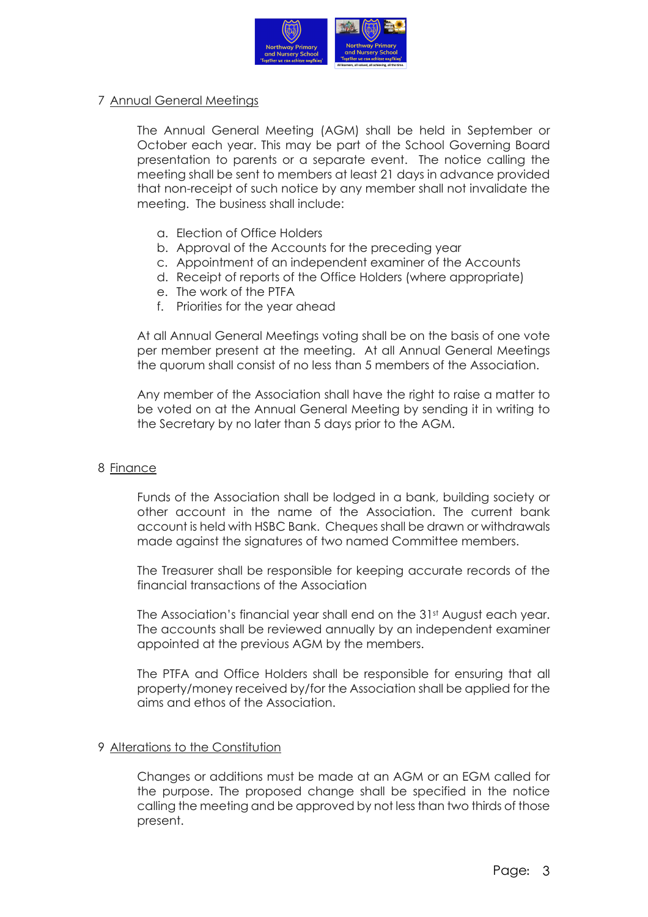## 7 Annual General Meetings

The Annual General Meeting (AGM) shall be held in September or October each year. This may be part of the School Governing Board presentation to parents or a separate event. The notice calling the meeting shall be sent to members at least 21 days in advance provided that non-receipt of such notice by any member shall not invalidate the meeting. The business shall include:

a. Election of Office Holders
b. Approval of the Accounts for the preceding year
c. Appointment of an independent examiner of the Accounts
d. Receipt of reports of the Office Holders (where appropriate)
e. The work of the PTFA
f. Priorities for the year ahead

At all Annual General Meetings voting shall be on the basis of one vote per member present at the meeting. At all Annual General Meetings the quorum shall consist of no less than 5 members of the Association.

Any member of the Association shall have the right to raise a matter to be voted on at the Annual General Meeting by sending it in writing to the Secretary by no later than 5 days prior to the AGM.

## 8 Finance

Funds of the Association shall be lodged in a bank, building society or other account in the name of the Association. The current bank account is held with HSBC Bank. Cheques shall be drawn or withdrawals made against the signatures of two named Committee members.

The Treasurer shall be responsible for keeping accurate records of the financial transactions of the Association

The Association's financial year shall end on the 31st August each year. The accounts shall be reviewed annually by an independent examiner appointed at the previous AGM by the members.

The PTFA and Office Holders shall be responsible for ensuring that all property/money received by/for the Association shall be applied for the aims and ethos of the Association.

## 9 Alterations to the Constitution

Changes or additions must be made at an AGM or an EGM called for the purpose. The proposed change shall be specified in the notice calling the meeting and be approved by not less than two thirds of those present.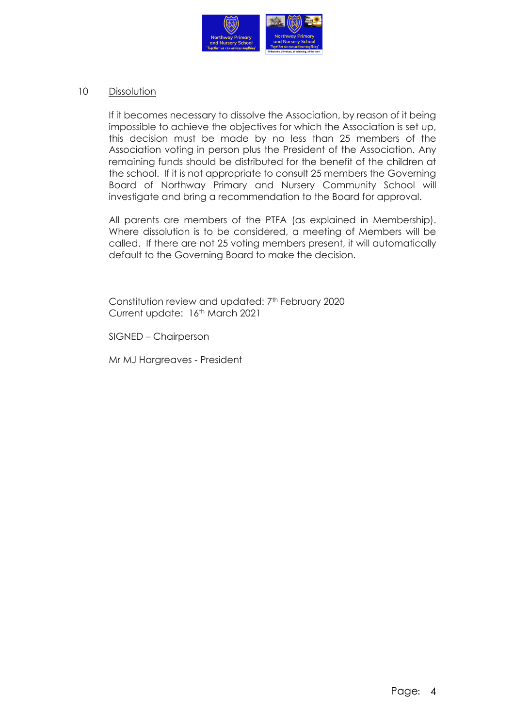10 <u>Dissolution</u>

If it becomes necessary to dissolve the Association, by reason of it being impossible to achieve the objectives for which the Association is set up, this decision must be made by no less than 25 members of the Association voting in person plus the President of the Association. Any remaining funds should be distributed for the benefit of the children at the school. If it is not appropriate to consult 25 members the Governing Board of Northway Primary and Nursery Community School will investigate and bring a recommendation to the Board for approval.

All parents are members of the PTFA (as explained in Membership). Where dissolution is to be considered, a meeting of Members will be called. If there are not 25 voting members present, it will automatically default to the Governing Board to make the decision.

Constitution review and updated: 7th February 2020
Current update: 16th March 2021

SIGNED – Chairperson

Mr MJ Hargreaves - President